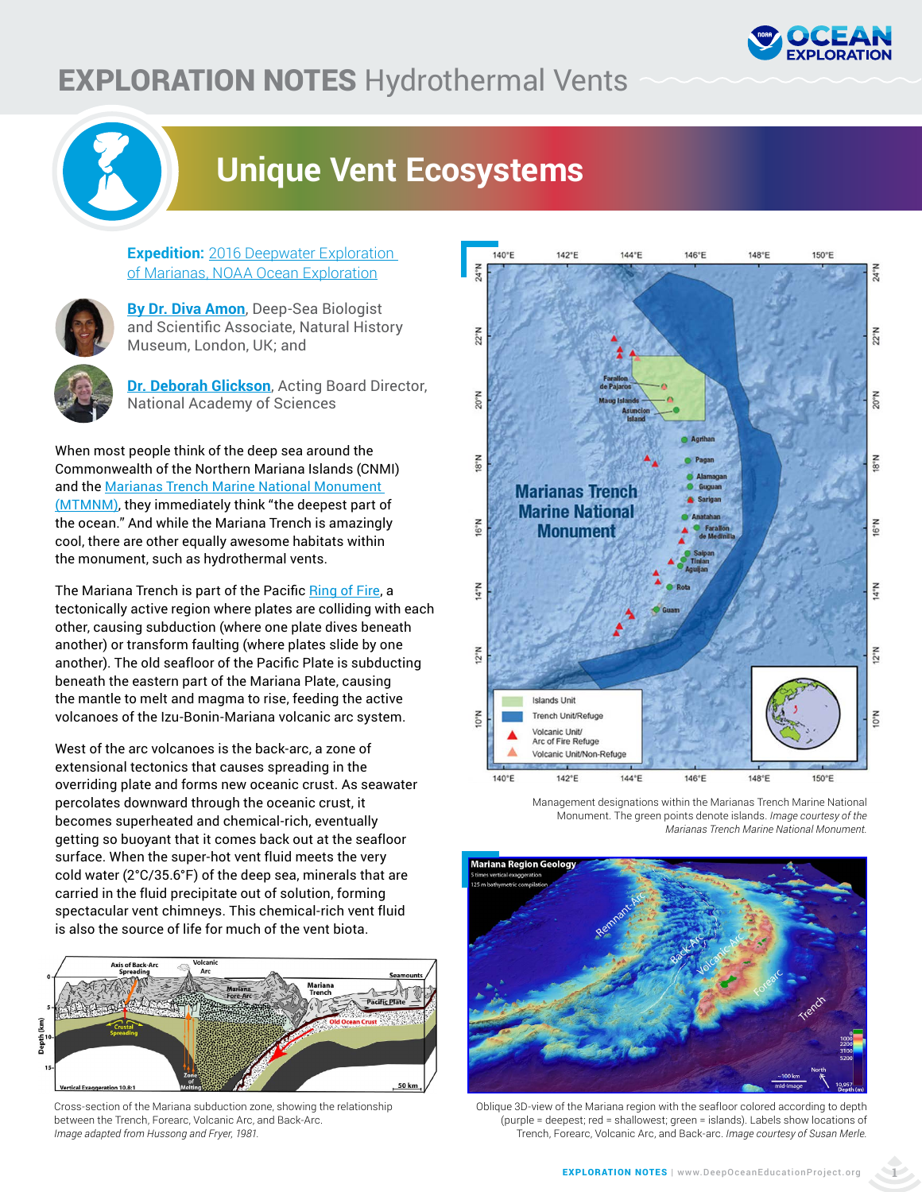# EXPLORATION NOTES Hydrothermal Vents

## Unique Vent Ecosystems

**Expedition:** 2016 Deepwater Exploration of Marianas, NOAA Ocean Exploration

**By Dr. Diva Amon**, Deep-Sea Biologist and Scientific Associate, Natural History Museum, London, UK; and

**Dr. Deborah Glickson**, Acting Board Director, National Academy of Sciences

When most people think of the deep sea around the Commonwealth of the Northern Mariana Islands (CNMI) and the Marianas Trench Marine National Monument (MTMNM), they immediately think "the deepest part of the ocean." And while the Mariana Trench is amazingly cool, there are other equally awesome habitats within the monument, such as hydrothermal vents.

The Mariana Trench is part of the Pacific Ring of Fire, a tectonically active region where plates are colliding with each other, causing subduction (where one plate dives beneath another) or transform faulting (where plates slide by one another). The old seafloor of the Pacific Plate is subducting beneath the eastern part of the Mariana Plate, causing the mantle to melt and magma to rise, feeding the active volcanoes of the Izu-Bonin-Mariana volcanic arc system.

West of the arc volcanoes is the back-arc, a zone of extensional tectonics that causes spreading in the overriding plate and forms new oceanic crust. As seawater percolates downward through the oceanic crust, it becomes superheated and chemical-rich, eventually getting so buoyant that it comes back out at the seafloor surface. When the super-hot vent fluid meets the very cold water (2°C/35.6°F) of the deep sea, minerals that are carried in the fluid precipitate out of solution, forming spectacular vent chimneys. This chemical-rich vent fluid is also the source of life for much of the vent biota.

Cross-section of the Mariana subduction zone, showing the relationship between the Trench, Forearc, Volcanic Arc, and Back-Arc. *Image adapted from Hussong and Fryer, 1981.*

Management designations within the Marianas Trench Marine National Monument. The green points denote islands. *Image courtesy of the Marianas Trench Marine National Monument.*

Oblique 3D-view of the Mariana region with the seafloor colored according to depth (purple = deepest; red = shallowest; green = islands). Labels show locations of Trench, Forearc, Volcanic Arc, and Back-arc. *Image courtesy of Susan Merle.*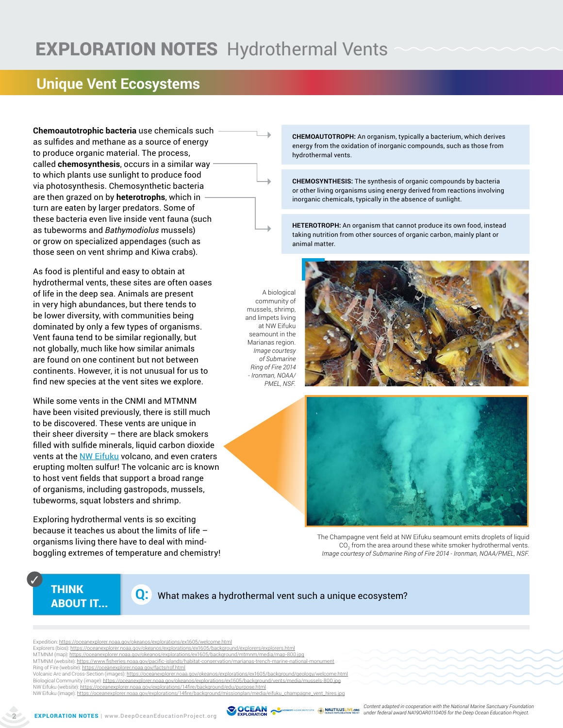# EXPLORATION NOTES Hydrothermal Vents

## Unique Vent Ecosystems

**Chemoautotrophic bacteria** use chemicals such as sulfides and methane as a source of energy to produce organic material. The process, called **chemosynthesis**, occurs in a similar way to which plants use sunlight to produce food via photosynthesis. Chemosynthetic bacteria are then grazed on by **heterotrophs**, which in turn are eaten by larger predators. Some of these bacteria even live inside vent fauna (such as tubeworms and *Bathymodiolus* mussels) or grow on specialized appendages (such as those seen on vent shrimp and Kiwa crabs).

**CHEMOAUTOTROPH:** An organism, typically a bacterium, which derives energy from the oxidation of inorganic compounds, such as those from hydrothermal vents.

**CHEMOSYNTHESIS:** The synthesis of organic compounds by bacteria or other living organisms using energy derived from reactions involving inorganic chemicals, typically in the absence of sunlight.

**HETEROTROPH:** An organism that cannot produce its own food, instead taking nutrition from other sources of organic carbon, mainly plant or animal matter.

As food is plentiful and easy to obtain at hydrothermal vents, these sites are often oases of life in the deep sea. Animals are present in very high abundances, but there tends to be lower diversity, with communities being dominated by only a few types of organisms. Vent fauna tend to be similar regionally, but not globally, much like how similar animals are found on one continent but not between continents. However, it is not unusual for us to find new species at the vent sites we explore.

A biological community of mussels, shrimp, and limpets living at NW Eifuku seamount in the Marianas region. *Image courtesy of Submarine Ring of Fire 2014 - Ironman, NOAA/PMEL, NSF.*

While some vents in the CNMI and MTMNM have been visited previously, there is still much to be discovered. These vents are unique in their sheer diversity – there are black smokers filled with sulfide minerals, liquid carbon dioxide vents at the NW Eifuku volcano, and even craters erupting molten sulfur! The volcanic arc is known to host vent fields that support a broad range of organisms, including gastropods, mussels, tubeworms, squat lobsters and shrimp.

Exploring hydrothermal vents is so exciting because it teaches us about the limits of life – organisms living there have to deal with mind-boggling extremes of temperature and chemistry!

The Champagne vent field at NW Eifuku seamount emits droplets of liquid $CO_2$ from the area around these white smoker hydrothermal vents. *Image courtesy of Submarine Ring of Fire 2014 - Ironman, NOAA/PMEL, NSF.*

**THINK ABOUT IT...**

**Q:** What makes a hydrothermal vent such a unique ecosystem?

Expedition: https://oceanexplorer.noaa.gov/okeanos/explorations/ex1605/welcome.html
Explorers (bios): https://oceanexplorer.noaa.gov/okeanos/explorations/ex1605/background/explorers/explorers.html
MTMNM (map): https://oceanexplorer.noaa.gov/okeanos/explorations/ex1605/background/mtmnm/media/map-800.jpg
MTMNM (website): https://www.fisheries.noaa.gov/pacific-islands/habitat-conservation/marianas-trench-marine-national-monument
Ring of Fire (website): https://oceanexplorer.noaa.gov/facts/rof.html
Volcanic Arc and Cross-Section (images): https://oceanexplorer.noaa.gov/okeanos/explorations/ex1605/background/geology/welcome.html
Biological Community (image): https://oceanexplorer.noaa.gov/okeanos/explorations/ex1605/background/vents/media/mussels-800.jpg
NW Eifuku (website): https://oceanexplorer.noaa.gov/explorations/14fire/background/edu/purpose.html
NW Eifuku (image): https://oceanexplorer.noaa.gov/explorations/14fire/background/missionplan/media/eifuku_champagne_vent_hires.jpg

EXPLORATION NOTES | www.DeepOceanEducationProject.org

*Content adapted in cooperation with the National Marine Sanctuary Foundation under federal award NA19OAR0110405 for the Deep Ocean Education Project.*